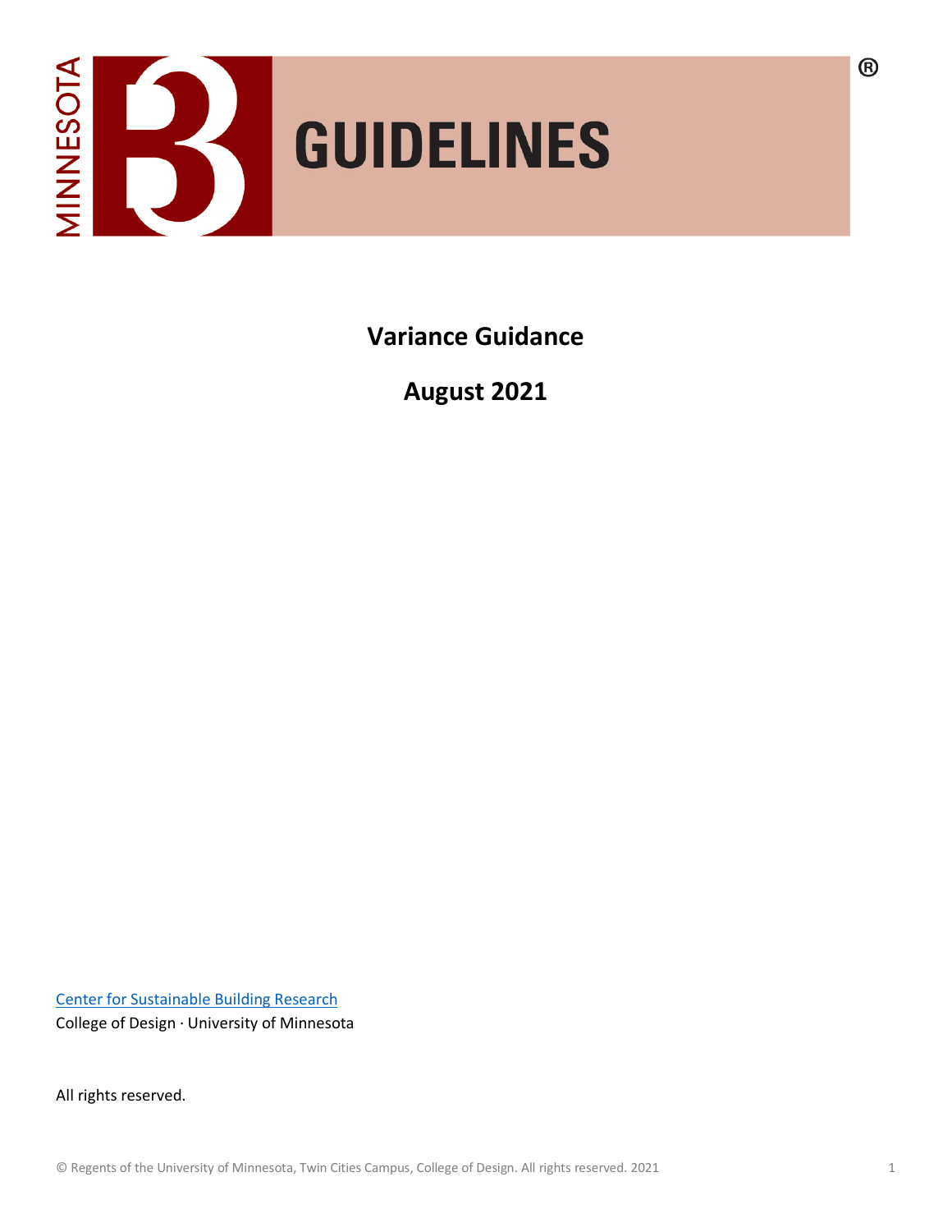MINNESOTA B3 GUIDELINES®

# Variance Guidance

## August 2021

[Center for Sustainable Building Research](#)

College of Design · University of Minnesota

All rights reserved.

© Regents of the University of Minnesota, Twin Cities Campus, College of Design. All rights reserved. 2021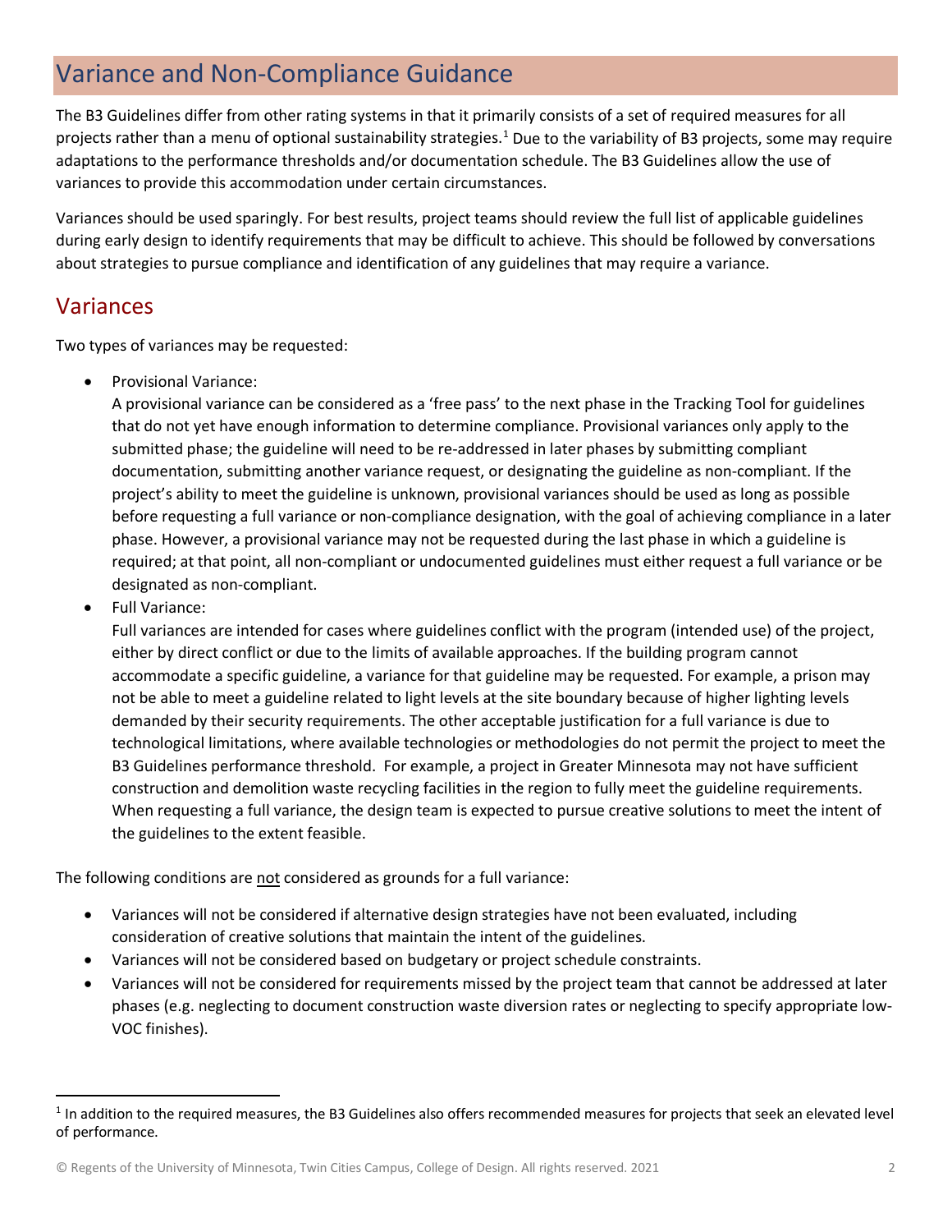# Variance and Non-Compliance Guidance

The B3 Guidelines differ from other rating systems in that it primarily consists of a set of required measures for all projects rather than a menu of optional sustainability strategies.[1] Due to the variability of B3 projects, some may require adaptations to the performance thresholds and/or documentation schedule. The B3 Guidelines allow the use of variances to provide this accommodation under certain circumstances.

Variances should be used sparingly. For best results, project teams should review the full list of applicable guidelines during early design to identify requirements that may be difficult to achieve. This should be followed by conversations about strategies to pursue compliance and identification of any guidelines that may require a variance.

## Variances

Two types of variances may be requested:

- Provisional Variance:
  A provisional variance can be considered as a 'free pass' to the next phase in the Tracking Tool for guidelines that do not yet have enough information to determine compliance. Provisional variances only apply to the submitted phase; the guideline will need to be re-addressed in later phases by submitting compliant documentation, submitting another variance request, or designating the guideline as non-compliant. If the project's ability to meet the guideline is unknown, provisional variances should be used as long as possible before requesting a full variance or non-compliance designation, with the goal of achieving compliance in a later phase. However, a provisional variance may not be requested during the last phase in which a guideline is required; at that point, all non-compliant or undocumented guidelines must either request a full variance or be designated as non-compliant.
- Full Variance:
  Full variances are intended for cases where guidelines conflict with the program (intended use) of the project, either by direct conflict or due to the limits of available approaches. If the building program cannot accommodate a specific guideline, a variance for that guideline may be requested. For example, a prison may not be able to meet a guideline related to light levels at the site boundary because of higher lighting levels demanded by their security requirements. The other acceptable justification for a full variance is due to technological limitations, where available technologies or methodologies do not permit the project to meet the B3 Guidelines performance threshold. For example, a project in Greater Minnesota may not have sufficient construction and demolition waste recycling facilities in the region to fully meet the guideline requirements. When requesting a full variance, the design team is expected to pursue creative solutions to meet the intent of the guidelines to the extent feasible.

The following conditions are <u>not</u> considered as grounds for a full variance:

- Variances will not be considered if alternative design strategies have not been evaluated, including consideration of creative solutions that maintain the intent of the guidelines.
- Variances will not be considered based on budgetary or project schedule constraints.
- Variances will not be considered for requirements missed by the project team that cannot be addressed at later phases (e.g. neglecting to document construction waste diversion rates or neglecting to specify appropriate low-VOC finishes).

---

[1] In addition to the required measures, the B3 Guidelines also offers recommended measures for projects that seek an elevated level of performance.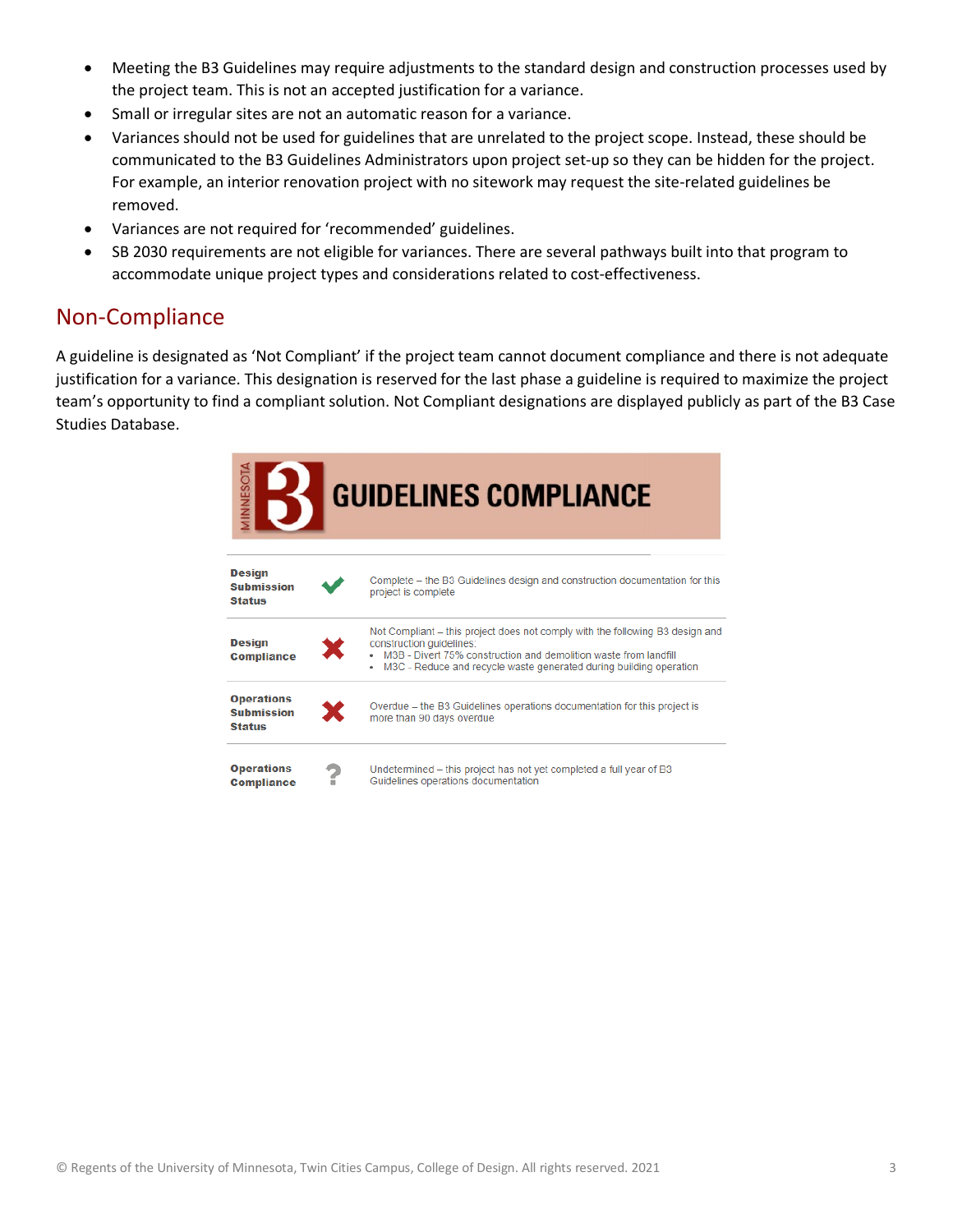- Meeting the B3 Guidelines may require adjustments to the standard design and construction processes used by the project team. This is not an accepted justification for a variance.
- Small or irregular sites are not an automatic reason for a variance.
- Variances should not be used for guidelines that are unrelated to the project scope. Instead, these should be communicated to the B3 Guidelines Administrators upon project set-up so they can be hidden for the project. For example, an interior renovation project with no sitework may request the site-related guidelines be removed.
- Variances are not required for 'recommended' guidelines.
- SB 2030 requirements are not eligible for variances. There are several pathways built into that program to accommodate unique project types and considerations related to cost-effectiveness.

## Non-Compliance

A guideline is designated as 'Not Compliant' if the project team cannot document compliance and there is not adequate justification for a variance. This designation is reserved for the last phase a guideline is required to maximize the project team's opportunity to find a compliant solution. Not Compliant designations are displayed publicly as part of the B3 Case Studies Database.

**MINNESOTA B3 GUIDELINES COMPLIANCE**

| | | |
|---|---|---|
| **Design Submission Status** | ✔ | Complete – the B3 Guidelines design and construction documentation for this project is complete |
| **Design Compliance** | ✖ | Not Compliant – this project does not comply with the following B3 design and construction guidelines:<br>• M3B - Divert 75% construction and demolition waste from landfill<br>• M3C - Reduce and recycle waste generated during building operation |
| **Operations Submission Status** | ✖ | Overdue – the B3 Guidelines operations documentation for this project is more than 90 days overdue |
| **Operations Compliance** | ? | Undetermined – this project has not yet completed a full year of B3 Guidelines operations documentation |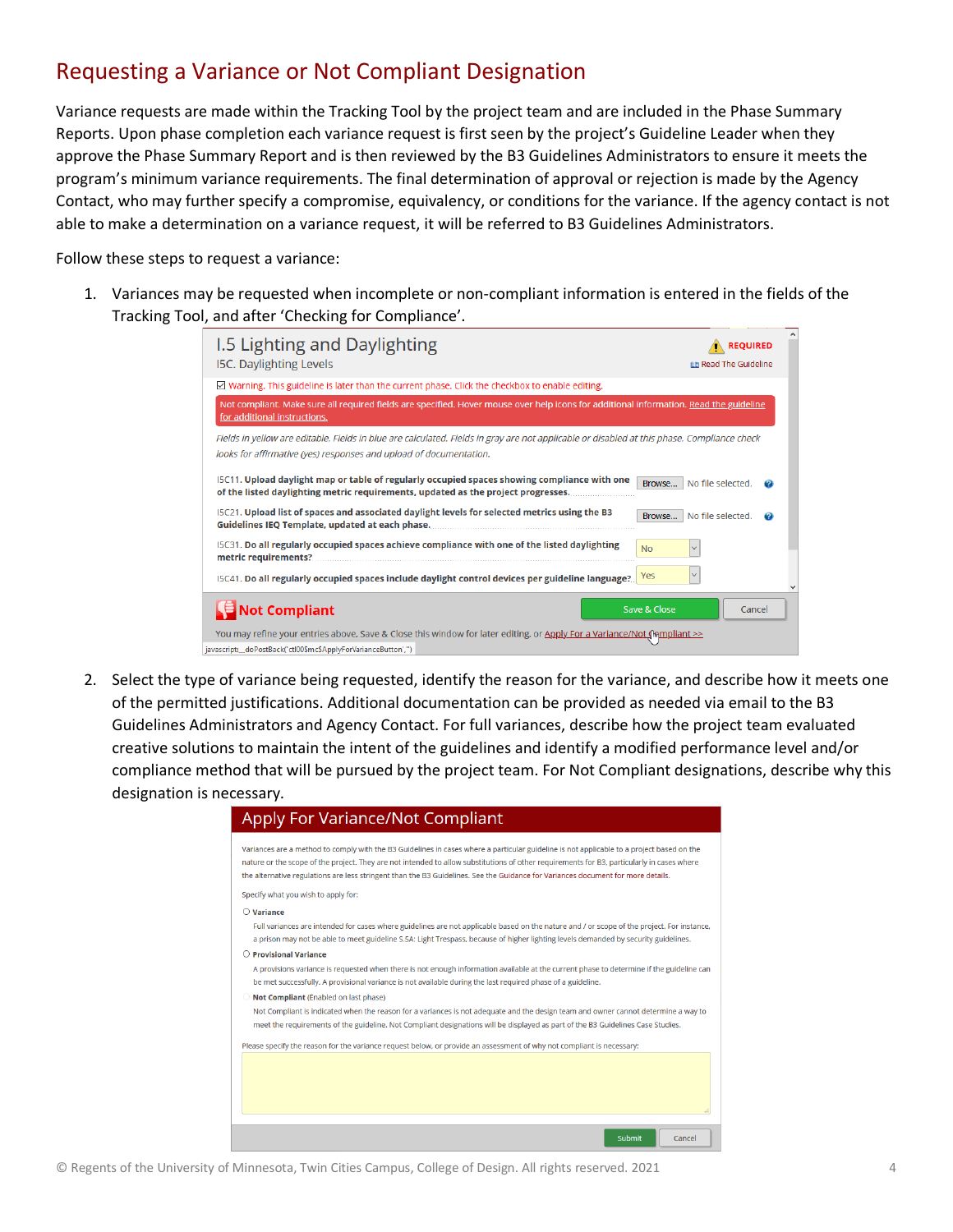# Requesting a Variance or Not Compliant Designation

Variance requests are made within the Tracking Tool by the project team and are included in the Phase Summary Reports. Upon phase completion each variance request is first seen by the project's Guideline Leader when they approve the Phase Summary Report and is then reviewed by the B3 Guidelines Administrators to ensure it meets the program's minimum variance requirements. The final determination of approval or rejection is made by the Agency Contact, who may further specify a compromise, equivalency, or conditions for the variance. If the agency contact is not able to make a determination on a variance request, it will be referred to B3 Guidelines Administrators.

Follow these steps to request a variance:

1. Variances may be requested when incomplete or non-compliant information is entered in the fields of the Tracking Tool, and after 'Checking for Compliance'.

2. Select the type of variance being requested, identify the reason for the variance, and describe how it meets one of the permitted justifications. Additional documentation can be provided as needed via email to the B3 Guidelines Administrators and Agency Contact. For full variances, describe how the project team evaluated creative solutions to maintain the intent of the guidelines and identify a modified performance level and/or compliance method that will be pursued by the project team. For Not Compliant designations, describe why this designation is necessary.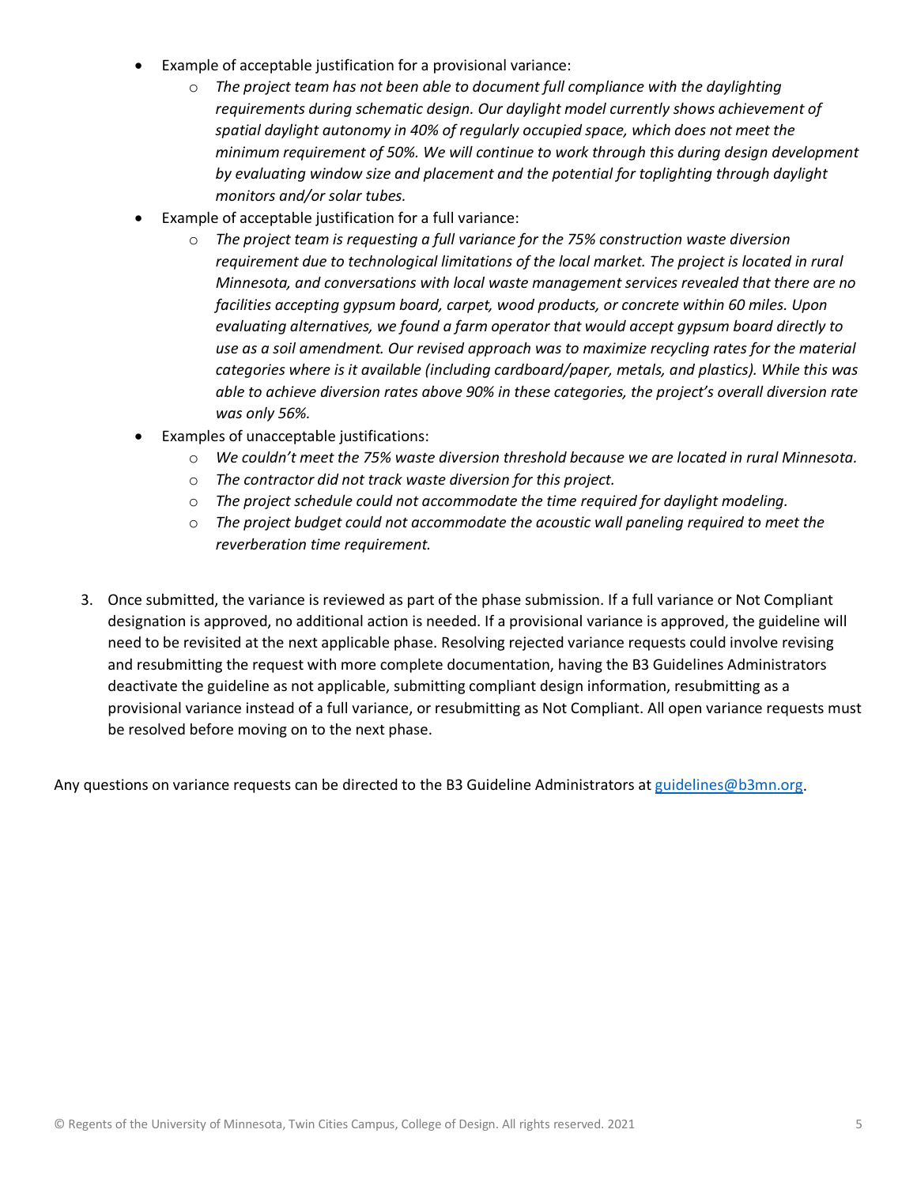- Example of acceptable justification for a provisional variance:
    - *The project team has not been able to document full compliance with the daylighting requirements during schematic design. Our daylight model currently shows achievement of spatial daylight autonomy in 40% of regularly occupied space, which does not meet the minimum requirement of 50%. We will continue to work through this during design development by evaluating window size and placement and the potential for toplighting through daylight monitors and/or solar tubes.*
- Example of acceptable justification for a full variance:
    - *The project team is requesting a full variance for the 75% construction waste diversion requirement due to technological limitations of the local market. The project is located in rural Minnesota, and conversations with local waste management services revealed that there are no facilities accepting gypsum board, carpet, wood products, or concrete within 60 miles. Upon evaluating alternatives, we found a farm operator that would accept gypsum board directly to use as a soil amendment. Our revised approach was to maximize recycling rates for the material categories where is it available (including cardboard/paper, metals, and plastics). While this was able to achieve diversion rates above 90% in these categories, the project's overall diversion rate was only 56%.*
- Examples of unacceptable justifications:
    - *We couldn't meet the 75% waste diversion threshold because we are located in rural Minnesota.*
    - *The contractor did not track waste diversion for this project.*
    - *The project schedule could not accommodate the time required for daylight modeling.*
    - *The project budget could not accommodate the acoustic wall paneling required to meet the reverberation time requirement.*

3. Once submitted, the variance is reviewed as part of the phase submission. If a full variance or Not Compliant designation is approved, no additional action is needed. If a provisional variance is approved, the guideline will need to be revisited at the next applicable phase. Resolving rejected variance requests could involve revising and resubmitting the request with more complete documentation, having the B3 Guidelines Administrators deactivate the guideline as not applicable, submitting compliant design information, resubmitting as a provisional variance instead of a full variance, or resubmitting as Not Compliant. All open variance requests must be resolved before moving on to the next phase.

Any questions on variance requests can be directed to the B3 Guideline Administrators at guidelines@b3mn.org.

© Regents of the University of Minnesota, Twin Cities Campus, College of Design. All rights reserved. 2021